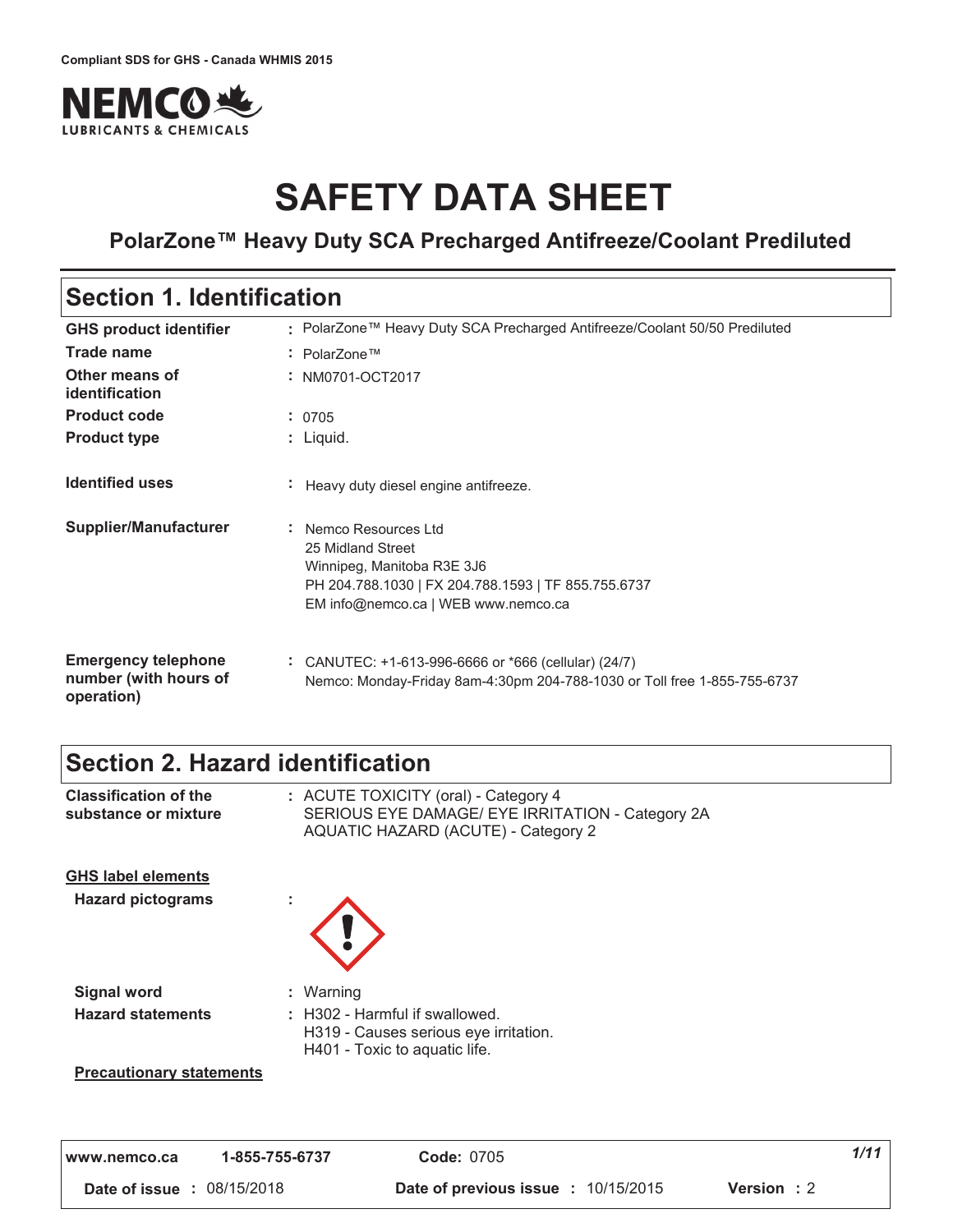Compliant SDS for GHS - Canada WHMIS 2015

# SAFETY DATA SHEET

## PolarZone™ Heavy Duty SCA Precharged Antifreeze/Coolant Prediluted

## Section 1. Identification

| | |
|---|---|
| **GHS product identifier** | : PolarZone™ Heavy Duty SCA Precharged Antifreeze/Coolant 50/50 Prediluted |
| **Trade name** | : PolarZone™ |
| **Other means of identification** | : NM0701-OCT2017 |
| **Product code** | : 0705 |
| **Product type** | : Liquid. |
| **Identified uses** | : Heavy duty diesel engine antifreeze. |
| **Supplier/Manufacturer** | : Nemco Resources Ltd<br>25 Midland Street<br>Winnipeg, Manitoba R3E 3J6<br>PH 204.788.1030 \| FX 204.788.1593 \| TF 855.755.6737<br>EM info@nemco.ca \| WEB www.nemco.ca |
| **Emergency telephone number (with hours of operation)** | : CANUTEC: +1-613-996-6666 or *666 (cellular) (24/7)<br>Nemco: Monday-Friday 8am-4:30pm 204-788-1030 or Toll free 1-855-755-6737 |

## Section 2. Hazard identification

| | |
|---|---|
| **Classification of the substance or mixture** | : ACUTE TOXICITY (oral) - Category 4<br>SERIOUS EYE DAMAGE/ EYE IRRITATION - Category 2A<br>AQUATIC HAZARD (ACUTE) - Category 2 |

**GHS label elements**

| | |
|---|---|
| **Hazard pictograms** | : |
| **Signal word** | : Warning |
| **Hazard statements** | : H302 - Harmful if swallowed.<br>H319 - Causes serious eye irritation.<br>H401 - Toxic to aquatic life. |

**Precautionary statements**

| | | |
|---|---|---|
| **Date of issue** : 08/15/2018 | **Date of previous issue** : 10/15/2015 | **Version** : 2 |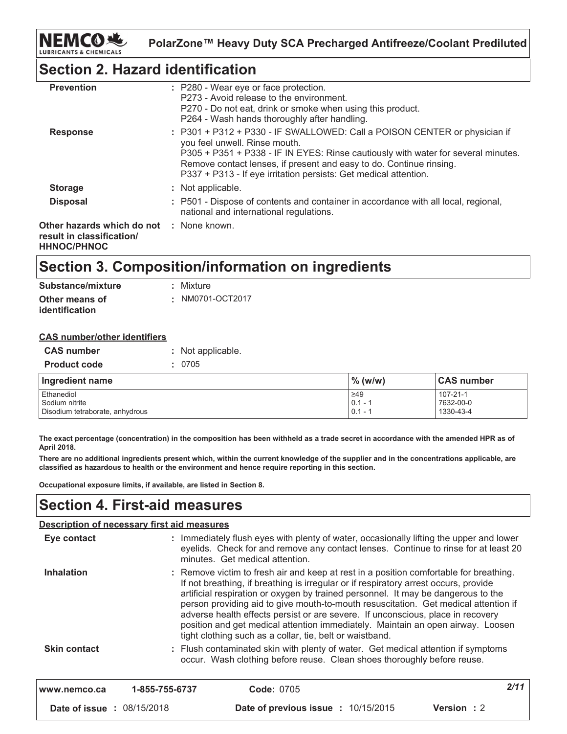## Section 2. Hazard identification

| | |
|---|---|
| **Prevention** | : P280 - Wear eye or face protection.<br>P273 - Avoid release to the environment.<br>P270 - Do not eat, drink or smoke when using this product.<br>P264 - Wash hands thoroughly after handling. |
| **Response** | : P301 + P312 + P330 - IF SWALLOWED: Call a POISON CENTER or physician if you feel unwell. Rinse mouth.<br>P305 + P351 + P338 - IF IN EYES: Rinse cautiously with water for several minutes. Remove contact lenses, if present and easy to do. Continue rinsing.<br>P337 + P313 - If eye irritation persists: Get medical attention. |
| **Storage** | : Not applicable. |
| **Disposal** | : P501 - Dispose of contents and container in accordance with all local, regional, national and international regulations. |
| **Other hazards which do not result in classification/ HHNOC/PHNOC** | : None known. |

## Section 3. Composition/information on ingredients

**Substance/mixture** : Mixture

**Other means of identification** : NM0701-OCT2017

**CAS number/other identifiers**

**CAS number** : Not applicable.

**Product code** : 0705

| Ingredient name | % (w/w) | CAS number |
|---|---|---|
| Ethanediol | ≥49 | 107-21-1 |
| Sodium nitrite | 0.1 - 1 | 7632-00-0 |
| Disodium tetraborate, anhydrous | 0.1 - 1 | 1330-43-4 |

**The exact percentage (concentration) in the composition has been withheld as a trade secret in accordance with the amended HPR as of April 2018.**

**There are no additional ingredients present which, within the current knowledge of the supplier and in the concentrations applicable, are classified as hazardous to health or the environment and hence require reporting in this section.**

**Occupational exposure limits, if available, are listed in Section 8.**

## Section 4. First-aid measures

**Description of necessary first aid measures**

| | |
|---|---|
| **Eye contact** | : Immediately flush eyes with plenty of water, occasionally lifting the upper and lower eyelids. Check for and remove any contact lenses. Continue to rinse for at least 20 minutes. Get medical attention. |
| **Inhalation** | : Remove victim to fresh air and keep at rest in a position comfortable for breathing. If not breathing, if breathing is irregular or if respiratory arrest occurs, provide artificial respiration or oxygen by trained personnel. It may be dangerous to the person providing aid to give mouth-to-mouth resuscitation. Get medical attention if adverse health effects persist or are severe. If unconscious, place in recovery position and get medical attention immediately. Maintain an open airway. Loosen tight clothing such as a collar, tie, belt or waistband. |
| **Skin contact** | : Flush contaminated skin with plenty of water. Get medical attention if symptoms occur. Wash clothing before reuse. Clean shoes thoroughly before reuse. |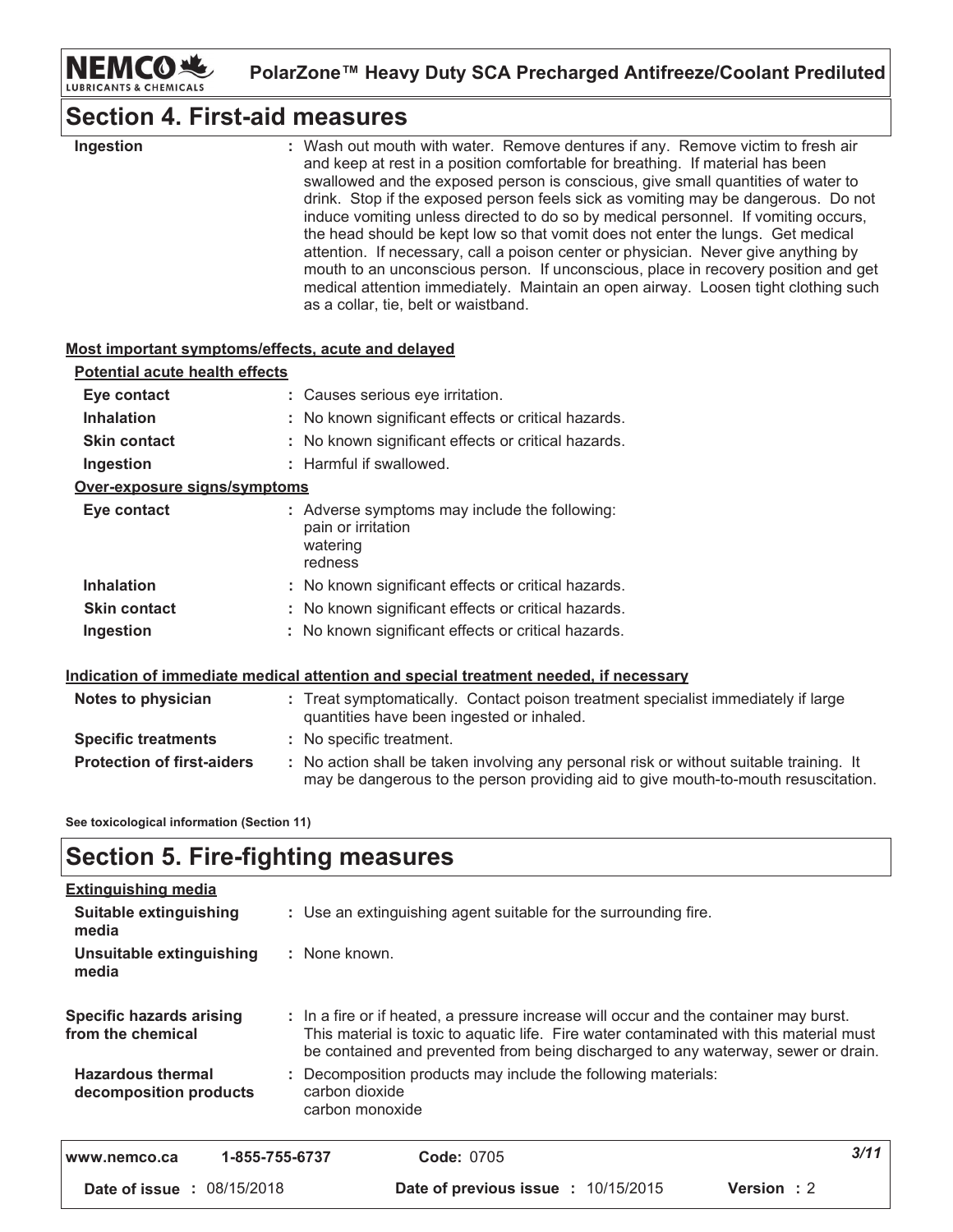## Section 4. First-aid measures

| | |
|---|---|
| **Ingestion** | : Wash out mouth with water. Remove dentures if any. Remove victim to fresh air and keep at rest in a position comfortable for breathing. If material has been swallowed and the exposed person is conscious, give small quantities of water to drink. Stop if the exposed person feels sick as vomiting may be dangerous. Do not induce vomiting unless directed to do so by medical personnel. If vomiting occurs, the head should be kept low so that vomit does not enter the lungs. Get medical attention. If necessary, call a poison center or physician. Never give anything by mouth to an unconscious person. If unconscious, place in recovery position and get medical attention immediately. Maintain an open airway. Loosen tight clothing such as a collar, tie, belt or waistband. |

**Most important symptoms/effects, acute and delayed**

**Potential acute health effects**

| | |
|---|---|
| **Eye contact** | : Causes serious eye irritation. |
| **Inhalation** | : No known significant effects or critical hazards. |
| **Skin contact** | : No known significant effects or critical hazards. |
| **Ingestion** | : Harmful if swallowed. |

**Over-exposure signs/symptoms**

| | |
|---|---|
| **Eye contact** | : Adverse symptoms may include the following: pain or irritation, watering, redness |
| **Inhalation** | : No known significant effects or critical hazards. |
| **Skin contact** | : No known significant effects or critical hazards. |
| **Ingestion** | : No known significant effects or critical hazards. |

**Indication of immediate medical attention and special treatment needed, if necessary**

| | |
|---|---|
| **Notes to physician** | : Treat symptomatically. Contact poison treatment specialist immediately if large quantities have been ingested or inhaled. |
| **Specific treatments** | : No specific treatment. |
| **Protection of first-aiders** | : No action shall be taken involving any personal risk or without suitable training. It may be dangerous to the person providing aid to give mouth-to-mouth resuscitation. |

**See toxicological information (Section 11)**

## Section 5. Fire-fighting measures

**Extinguishing media**

| | |
|---|---|
| **Suitable extinguishing media** | : Use an extinguishing agent suitable for the surrounding fire. |
| **Unsuitable extinguishing media** | : None known. |
| **Specific hazards arising from the chemical** | : In a fire or if heated, a pressure increase will occur and the container may burst. This material is toxic to aquatic life. Fire water contaminated with this material must be contained and prevented from being discharged to any waterway, sewer or drain. |
| **Hazardous thermal decomposition products** | : Decomposition products may include the following materials: carbon dioxide, carbon monoxide |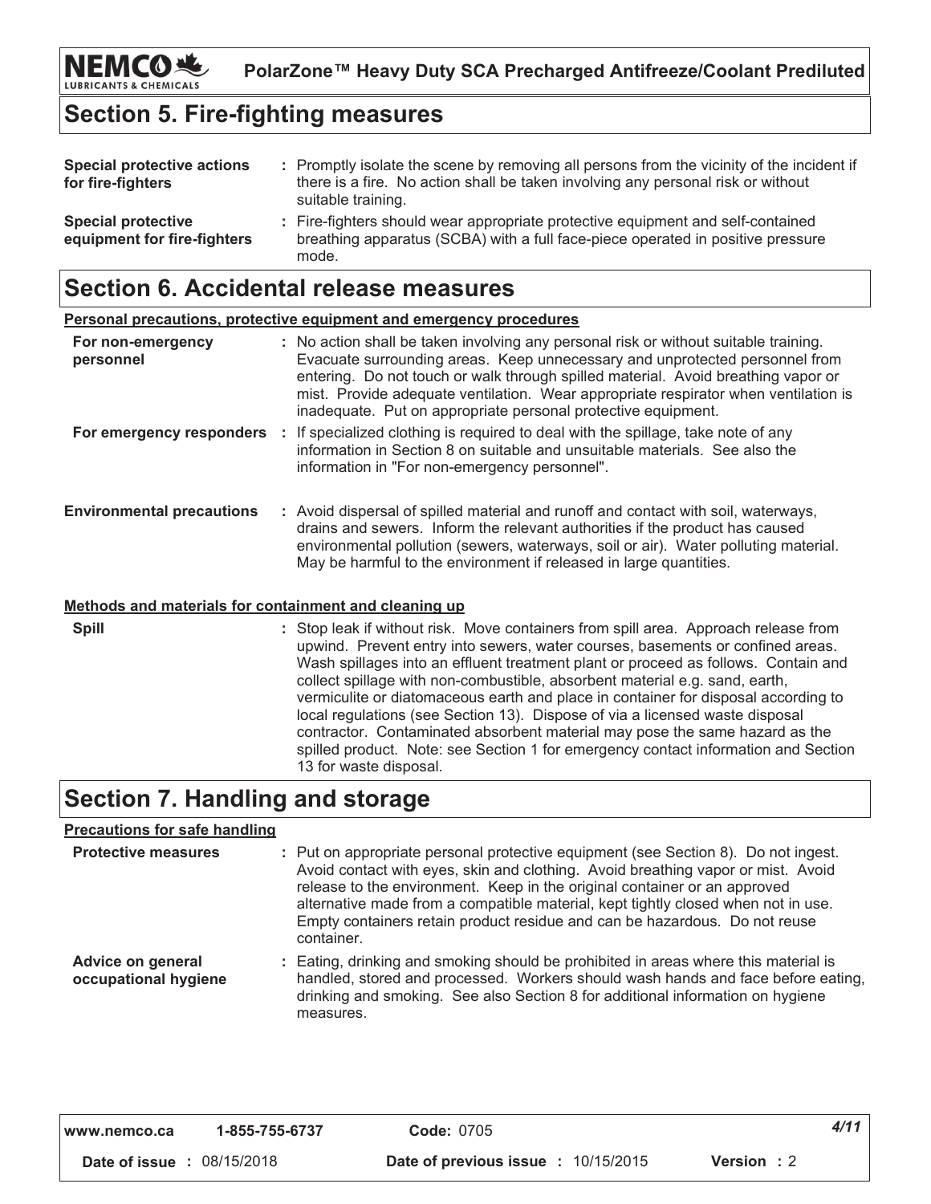## Section 5. Fire-fighting measures

| | |
|---|---|
| **Special protective actions for fire-fighters** | : Promptly isolate the scene by removing all persons from the vicinity of the incident if there is a fire. No action shall be taken involving any personal risk or without suitable training. |
| **Special protective equipment for fire-fighters** | : Fire-fighters should wear appropriate protective equipment and self-contained breathing apparatus (SCBA) with a full face-piece operated in positive pressure mode. |

## Section 6. Accidental release measures

**Personal precautions, protective equipment and emergency procedures**

| | |
|---|---|
| **For non-emergency personnel** | : No action shall be taken involving any personal risk or without suitable training. Evacuate surrounding areas. Keep unnecessary and unprotected personnel from entering. Do not touch or walk through spilled material. Avoid breathing vapor or mist. Provide adequate ventilation. Wear appropriate respirator when ventilation is inadequate. Put on appropriate personal protective equipment. |
| **For emergency responders** | : If specialized clothing is required to deal with the spillage, take note of any information in Section 8 on suitable and unsuitable materials. See also the information in "For non-emergency personnel". |
| **Environmental precautions** | : Avoid dispersal of spilled material and runoff and contact with soil, waterways, drains and sewers. Inform the relevant authorities if the product has caused environmental pollution (sewers, waterways, soil or air). Water polluting material. May be harmful to the environment if released in large quantities. |

**Methods and materials for containment and cleaning up**

| | |
|---|---|
| **Spill** | : Stop leak if without risk. Move containers from spill area. Approach release from upwind. Prevent entry into sewers, water courses, basements or confined areas. Wash spillages into an effluent treatment plant or proceed as follows. Contain and collect spillage with non-combustible, absorbent material e.g. sand, earth, vermiculite or diatomaceous earth and place in container for disposal according to local regulations (see Section 13). Dispose of via a licensed waste disposal contractor. Contaminated absorbent material may pose the same hazard as the spilled product. Note: see Section 1 for emergency contact information and Section 13 for waste disposal. |

## Section 7. Handling and storage

**Precautions for safe handling**

| | |
|---|---|
| **Protective measures** | : Put on appropriate personal protective equipment (see Section 8). Do not ingest. Avoid contact with eyes, skin and clothing. Avoid breathing vapor or mist. Avoid release to the environment. Keep in the original container or an approved alternative made from a compatible material, kept tightly closed when not in use. Empty containers retain product residue and can be hazardous. Do not reuse container. |
| **Advice on general occupational hygiene** | : Eating, drinking and smoking should be prohibited in areas where this material is handled, stored and processed. Workers should wash hands and face before eating, drinking and smoking. See also Section 8 for additional information on hygiene measures. |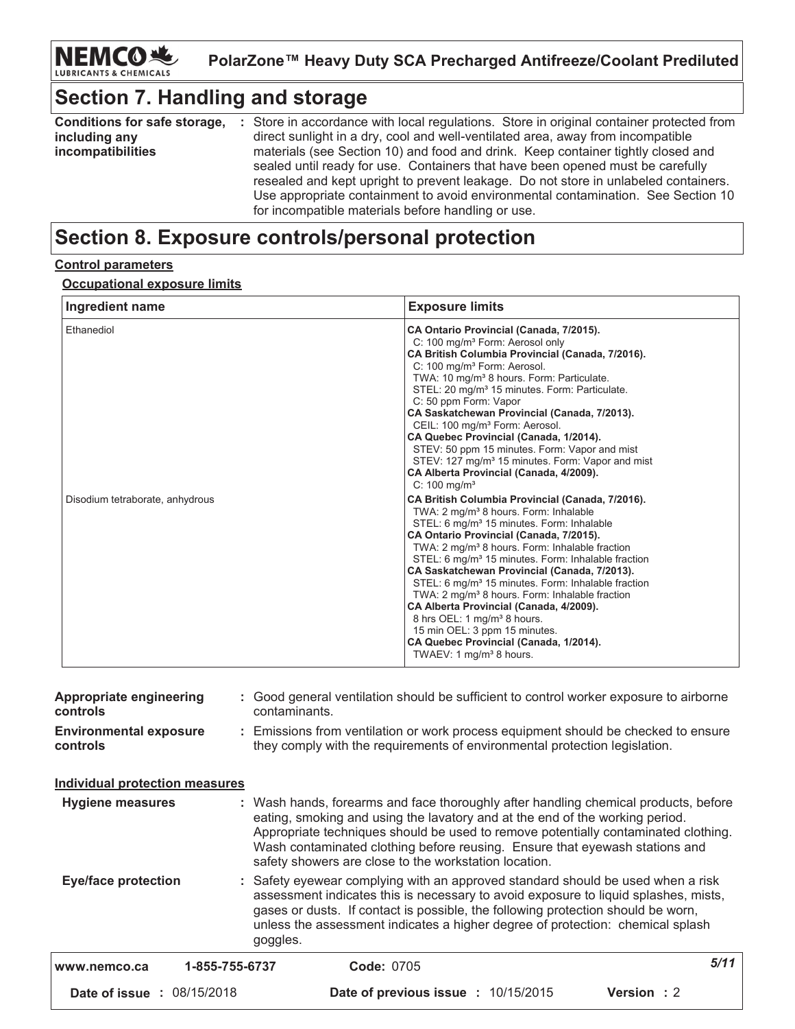## Section 7. Handling and storage

**Conditions for safe storage, including any incompatibilities** : Store in accordance with local regulations. Store in original container protected from direct sunlight in a dry, cool and well-ventilated area, away from incompatible materials (see Section 10) and food and drink. Keep container tightly closed and sealed until ready for use. Containers that have been opened must be carefully resealed and kept upright to prevent leakage. Do not store in unlabeled containers. Use appropriate containment to avoid environmental contamination. See Section 10 for incompatible materials before handling or use.

## Section 8. Exposure controls/personal protection

**Control parameters**

**Occupational exposure limits**

| Ingredient name | Exposure limits |
|---|---|
| Ethanediol | **CA Ontario Provincial (Canada, 7/2015).**<br>C: 100 mg/m³ Form: Aerosol only<br>**CA British Columbia Provincial (Canada, 7/2016).**<br>C: 100 mg/m³ Form: Aerosol.<br>TWA: 10 mg/m³ 8 hours. Form: Particulate.<br>STEL: 20 mg/m³ 15 minutes. Form: Particulate.<br>C: 50 ppm Form: Vapor<br>**CA Saskatchewan Provincial (Canada, 7/2013).**<br>CEIL: 100 mg/m³ Form: Aerosol.<br>**CA Quebec Provincial (Canada, 1/2014).**<br>STEV: 50 ppm 15 minutes. Form: Vapor and mist<br>STEV: 127 mg/m³ 15 minutes. Form: Vapor and mist<br>**CA Alberta Provincial (Canada, 4/2009).**<br>C: 100 mg/m³ |
| Disodium tetraborate, anhydrous | **CA British Columbia Provincial (Canada, 7/2016).**<br>TWA: 2 mg/m³ 8 hours. Form: Inhalable<br>STEL: 6 mg/m³ 15 minutes. Form: Inhalable<br>**CA Ontario Provincial (Canada, 7/2015).**<br>TWA: 2 mg/m³ 8 hours. Form: Inhalable fraction<br>STEL: 6 mg/m³ 15 minutes. Form: Inhalable fraction<br>**CA Saskatchewan Provincial (Canada, 7/2013).**<br>STEL: 6 mg/m³ 15 minutes. Form: Inhalable fraction<br>TWA: 2 mg/m³ 8 hours. Form: Inhalable fraction<br>**CA Alberta Provincial (Canada, 4/2009).**<br>8 hrs OEL: 1 mg/m³ 8 hours.<br>15 min OEL: 3 ppm 15 minutes.<br>**CA Quebec Provincial (Canada, 1/2014).**<br>TWAEV: 1 mg/m³ 8 hours. |

**Appropriate engineering controls** : Good general ventilation should be sufficient to control worker exposure to airborne contaminants.

**Environmental exposure controls** : Emissions from ventilation or work process equipment should be checked to ensure they comply with the requirements of environmental protection legislation.

**Individual protection measures**

**Hygiene measures** : Wash hands, forearms and face thoroughly after handling chemical products, before eating, smoking and using the lavatory and at the end of the working period. Appropriate techniques should be used to remove potentially contaminated clothing. Wash contaminated clothing before reusing. Ensure that eyewash stations and safety showers are close to the workstation location.

**Eye/face protection** : Safety eyewear complying with an approved standard should be used when a risk assessment indicates this is necessary to avoid exposure to liquid splashes, mists, gases or dusts. If contact is possible, the following protection should be worn, unless the assessment indicates a higher degree of protection: chemical splash goggles.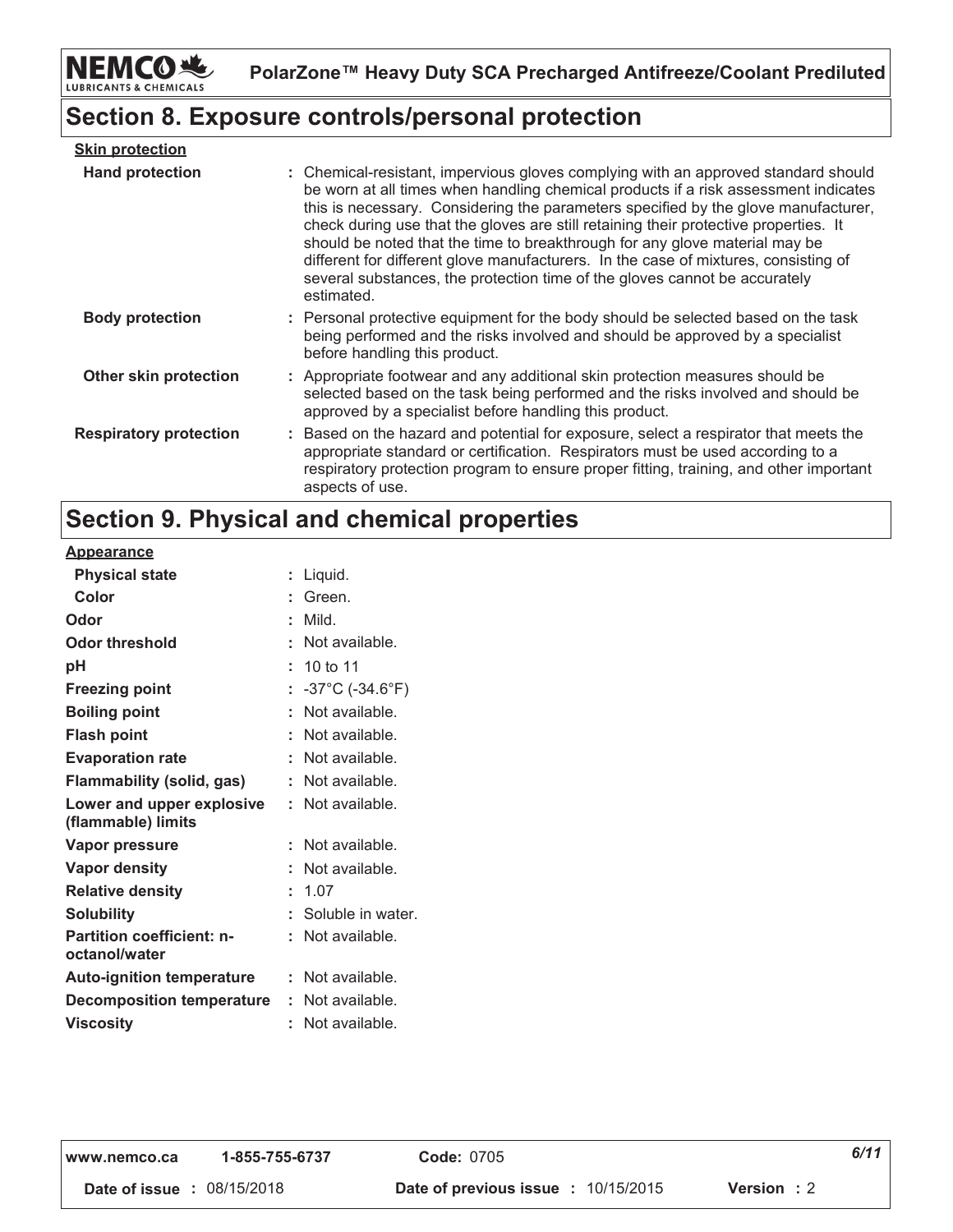## Section 8. Exposure controls/personal protection

**Skin protection**

| | |
|---|---|
| **Hand protection** | : Chemical-resistant, impervious gloves complying with an approved standard should be worn at all times when handling chemical products if a risk assessment indicates this is necessary. Considering the parameters specified by the glove manufacturer, check during use that the gloves are still retaining their protective properties. It should be noted that the time to breakthrough for any glove material may be different for different glove manufacturers. In the case of mixtures, consisting of several substances, the protection time of the gloves cannot be accurately estimated. |
| **Body protection** | : Personal protective equipment for the body should be selected based on the task being performed and the risks involved and should be approved by a specialist before handling this product. |
| **Other skin protection** | : Appropriate footwear and any additional skin protection measures should be selected based on the task being performed and the risks involved and should be approved by a specialist before handling this product. |
| **Respiratory protection** | : Based on the hazard and potential for exposure, select a respirator that meets the appropriate standard or certification. Respirators must be used according to a respiratory protection program to ensure proper fitting, training, and other important aspects of use. |

## Section 9. Physical and chemical properties

**Appearance**

| | |
|---|---|
| **Physical state** | : Liquid. |
| **Color** | : Green. |
| **Odor** | : Mild. |
| **Odor threshold** | : Not available. |
| **pH** | : 10 to 11 |
| **Freezing point** | : -37°C (-34.6°F) |
| **Boiling point** | : Not available. |
| **Flash point** | : Not available. |
| **Evaporation rate** | : Not available. |
| **Flammability (solid, gas)** | : Not available. |
| **Lower and upper explosive (flammable) limits** | : Not available. |
| **Vapor pressure** | : Not available. |
| **Vapor density** | : Not available. |
| **Relative density** | : 1.07 |
| **Solubility** | : Soluble in water. |
| **Partition coefficient: n-octanol/water** | : Not available. |
| **Auto-ignition temperature** | : Not available. |
| **Decomposition temperature** | : Not available. |
| **Viscosity** | : Not available. |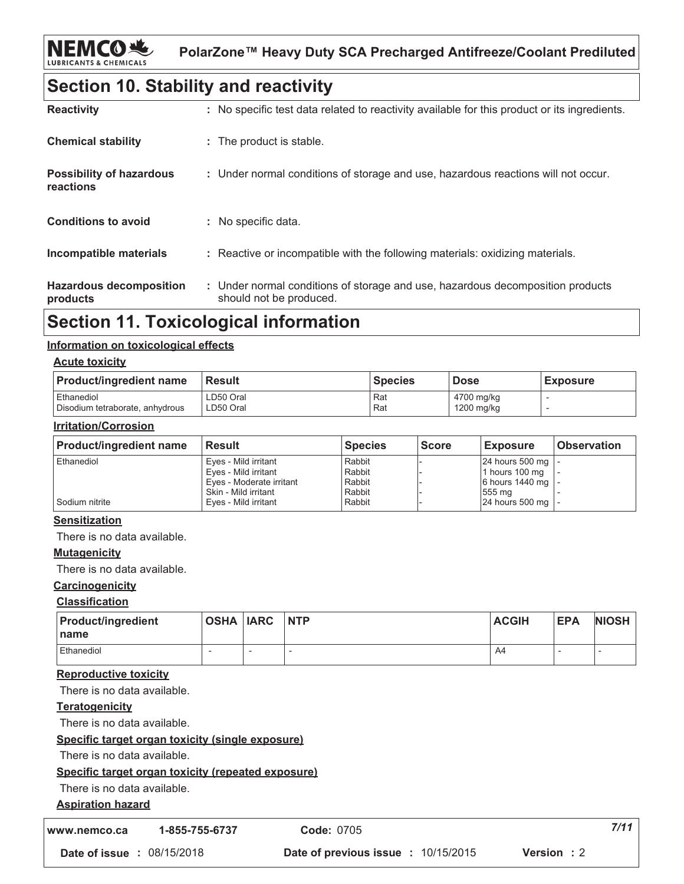## Section 10. Stability and reactivity

| | |
|---|---|
| **Reactivity** | : No specific test data related to reactivity available for this product or its ingredients. |
| **Chemical stability** | : The product is stable. |
| **Possibility of hazardous reactions** | : Under normal conditions of storage and use, hazardous reactions will not occur. |
| **Conditions to avoid** | : No specific data. |
| **Incompatible materials** | : Reactive or incompatible with the following materials: oxidizing materials. |
| **Hazardous decomposition products** | : Under normal conditions of storage and use, hazardous decomposition products should not be produced. |

## Section 11. Toxicological information

**Information on toxicological effects**

**Acute toxicity**

| Product/ingredient name | Result | Species | Dose | Exposure |
|---|---|---|---|---|
| Ethanediol | LD50 Oral | Rat | 4700 mg/kg | - |
| Disodium tetraborate, anhydrous | LD50 Oral | Rat | 1200 mg/kg | - |

**Irritation/Corrosion**

| Product/ingredient name | Result | Species | Score | Exposure | Observation |
|---|---|---|---|---|---|
| Ethanediol | Eyes - Mild irritant | Rabbit | - | 24 hours 500 mg | - |
| | Eyes - Mild irritant | Rabbit | - | 1 hours 100 mg | - |
| | Eyes - Moderate irritant | Rabbit | - | 6 hours 1440 mg | - |
| | Skin - Mild irritant | Rabbit | - | 555 mg | - |
| Sodium nitrite | Eyes - Mild irritant | Rabbit | - | 24 hours 500 mg | - |

**Sensitization**

There is no data available.

**Mutagenicity**

There is no data available.

**Carcinogenicity**

**Classification**

| Product/ingredient name | OSHA | IARC | NTP | ACGIH | EPA | NIOSH |
|---|---|---|---|---|---|---|
| Ethanediol | - | - | - | A4 | - | - |

**Reproductive toxicity**

There is no data available.

**Teratogenicity**

There is no data available.

**Specific target organ toxicity (single exposure)**

There is no data available.

**Specific target organ toxicity (repeated exposure)**

There is no data available.

**Aspiration hazard**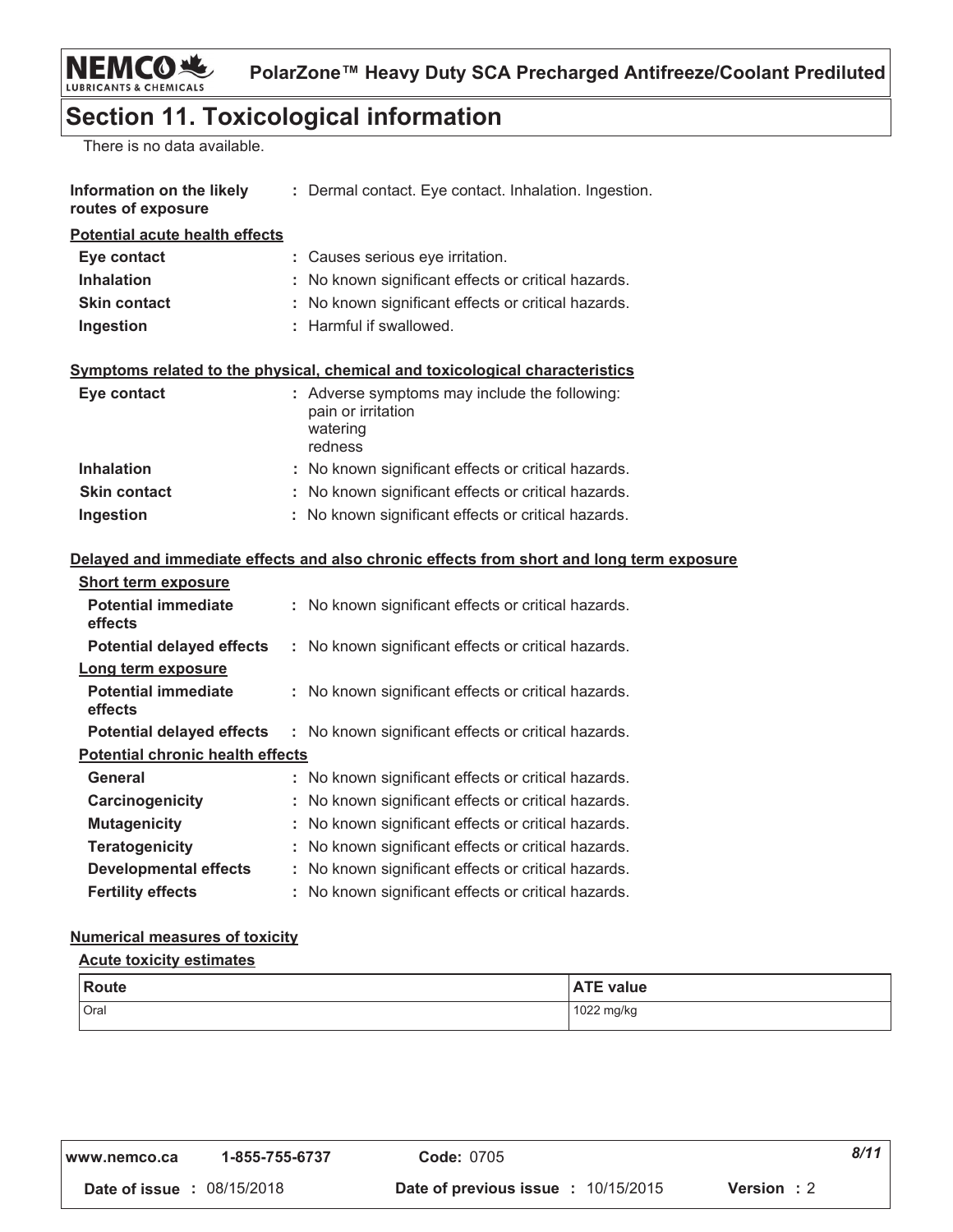## Section 11. Toxicological information

There is no data available.

**Information on the likely routes of exposure** : Dermal contact. Eye contact. Inhalation. Ingestion.

**Potential acute health effects**

**Eye contact** : Causes serious eye irritation.

**Inhalation** : No known significant effects or critical hazards.

**Skin contact** : No known significant effects or critical hazards.

**Ingestion** : Harmful if swallowed.

**Symptoms related to the physical, chemical and toxicological characteristics**

**Eye contact** : Adverse symptoms may include the following:
pain or irritation
watering
redness

**Inhalation** : No known significant effects or critical hazards.

**Skin contact** : No known significant effects or critical hazards.

**Ingestion** : No known significant effects or critical hazards.

**Delayed and immediate effects and also chronic effects from short and long term exposure**

**Short term exposure**

**Potential immediate effects** : No known significant effects or critical hazards.

**Potential delayed effects** : No known significant effects or critical hazards.

**Long term exposure**

**Potential immediate effects** : No known significant effects or critical hazards.

**Potential delayed effects** : No known significant effects or critical hazards.

**Potential chronic health effects**

**General** : No known significant effects or critical hazards.

**Carcinogenicity** : No known significant effects or critical hazards.

**Mutagenicity** : No known significant effects or critical hazards.

**Teratogenicity** : No known significant effects or critical hazards.

**Developmental effects** : No known significant effects or critical hazards.

**Fertility effects** : No known significant effects or critical hazards.

**Numerical measures of toxicity**

**Acute toxicity estimates**

| Route | ATE value |
|---|---|
| Oral | 1022 mg/kg |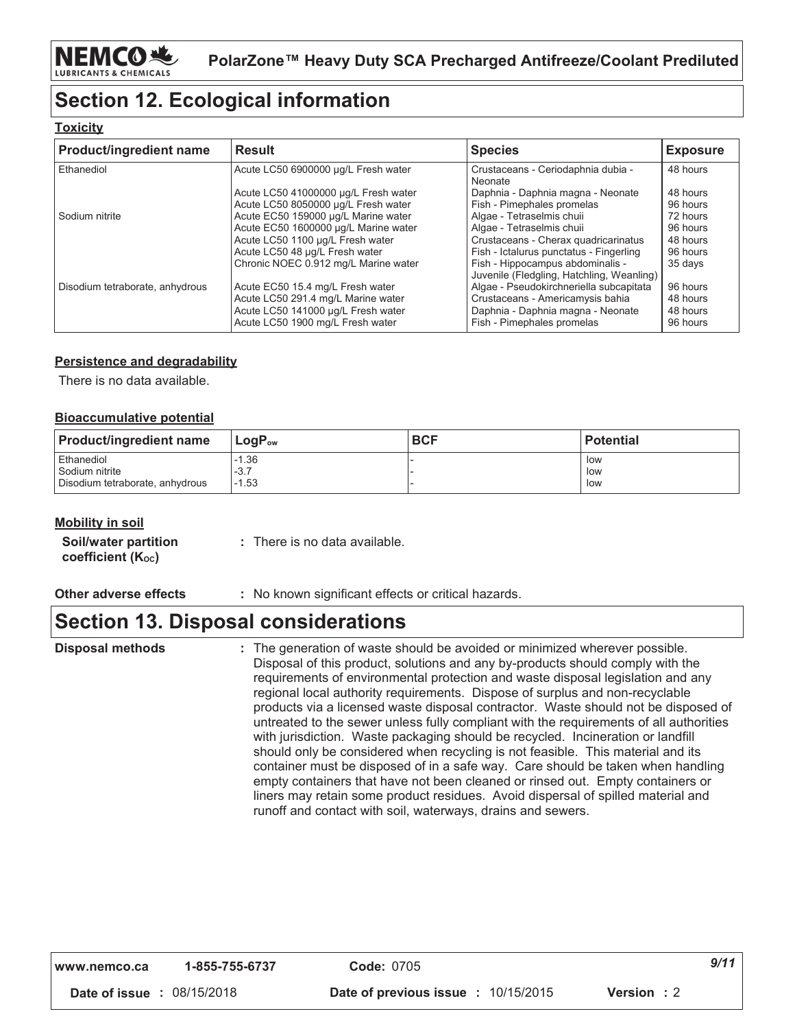## Section 12. Ecological information

### Toxicity

| Product/ingredient name | Result | Species | Exposure |
|---|---|---|---|
| Ethanediol | Acute LC50 6900000 µg/L Fresh water | Crustaceans - Ceriodaphnia dubia - Neonate | 48 hours |
| | Acute LC50 41000000 µg/L Fresh water | Daphnia - Daphnia magna - Neonate | 48 hours |
| | Acute LC50 8050000 µg/L Fresh water | Fish - Pimephales promelas | 96 hours |
| Sodium nitrite | Acute EC50 159000 µg/L Marine water | Algae - Tetraselmis chuii | 72 hours |
| | Acute EC50 1600000 µg/L Marine water | Algae - Tetraselmis chuii | 96 hours |
| | Acute LC50 1100 µg/L Fresh water | Crustaceans - Cherax quadricarinatus | 48 hours |
| | Acute LC50 48 µg/L Fresh water | Fish - Ictalurus punctatus - Fingerling | 96 hours |
| | Chronic NOEC 0.912 mg/L Marine water | Fish - Hippocampus abdominalis - Juvenile (Fledgling, Hatchling, Weanling) | 35 days |
| Disodium tetraborate, anhydrous | Acute EC50 15.4 mg/L Fresh water | Algae - Pseudokirchneriella subcapitata | 96 hours |
| | Acute LC50 291.4 mg/L Marine water | Crustaceans - Americamysis bahia | 48 hours |
| | Acute LC50 141000 µg/L Fresh water | Daphnia - Daphnia magna - Neonate | 48 hours |
| | Acute LC50 1900 mg/L Fresh water | Fish - Pimephales promelas | 96 hours |

### Persistence and degradability

There is no data available.

### Bioaccumulative potential

| Product/ingredient name | $LogP_{ow}$ | BCF | Potential |
|---|---|---|---|
| Ethanediol | -1.36 | - | low |
| Sodium nitrite | -3.7 | - | low |
| Disodium tetraborate, anhydrous | -1.53 | - | low |

### Mobility in soil

**Soil/water partition coefficient ($K_{OC}$)** : There is no data available.

**Other adverse effects** : No known significant effects or critical hazards.

## Section 13. Disposal considerations

**Disposal methods** : The generation of waste should be avoided or minimized wherever possible. Disposal of this product, solutions and any by-products should comply with the requirements of environmental protection and waste disposal legislation and any regional local authority requirements. Dispose of surplus and non-recyclable products via a licensed waste disposal contractor. Waste should not be disposed of untreated to the sewer unless fully compliant with the requirements of all authorities with jurisdiction. Waste packaging should be recycled. Incineration or landfill should only be considered when recycling is not feasible. This material and its container must be disposed of in a safe way. Care should be taken when handling empty containers that have not been cleaned or rinsed out. Empty containers or liners may retain some product residues. Avoid dispersal of spilled material and runoff and contact with soil, waterways, drains and sewers.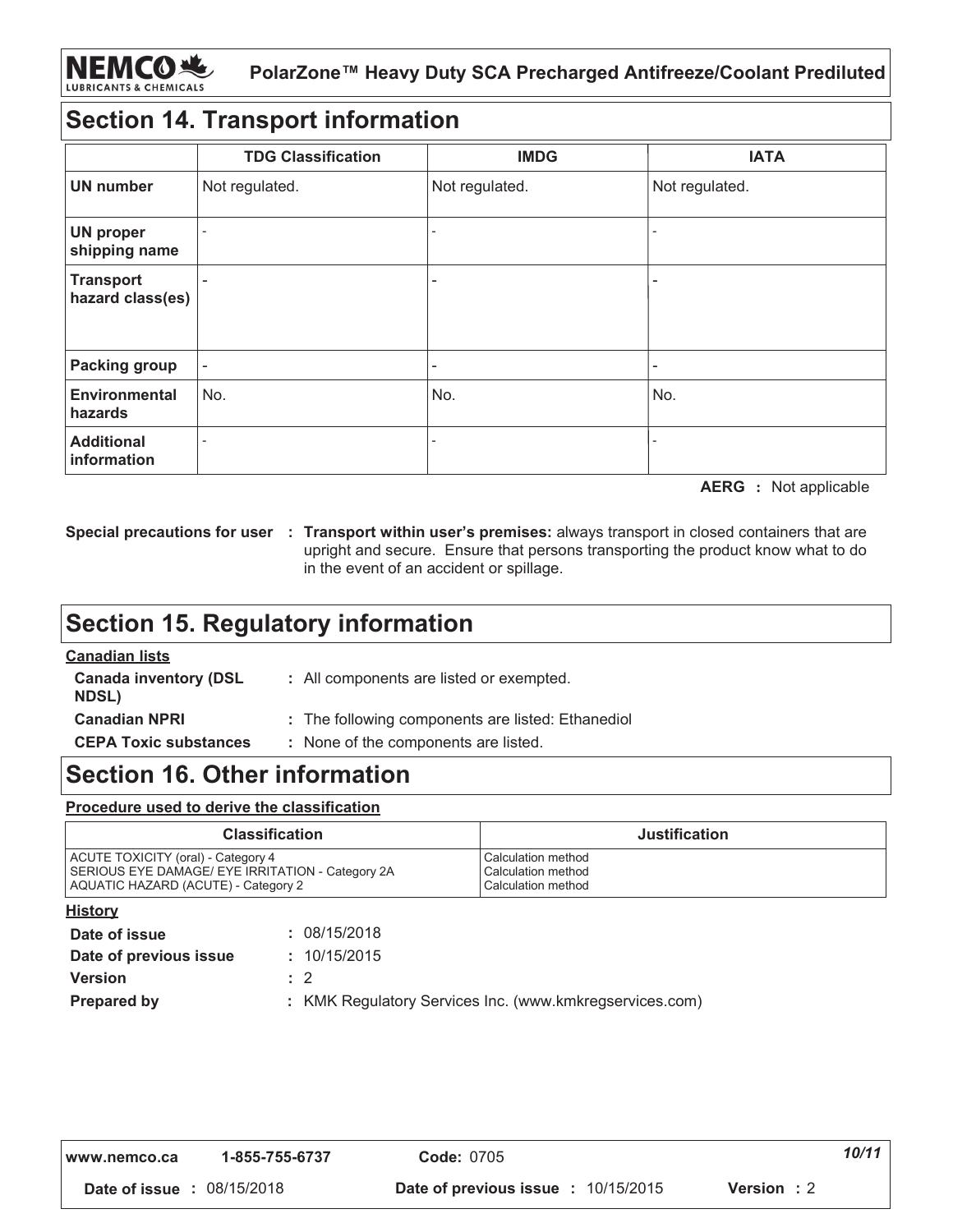## Section 14. Transport information

| | TDG Classification | IMDG | IATA |
|---|---|---|---|
| **UN number** | Not regulated. | Not regulated. | Not regulated. |
| **UN proper shipping name** | - | - | - |
| **Transport hazard class(es)** | - | - | - |
| **Packing group** | - | - | - |
| **Environmental hazards** | No. | No. | No. |
| **Additional information** | - | - | - |

**AERG :** Not applicable

**Special precautions for user :** **Transport within user's premises:** always transport in closed containers that are upright and secure. Ensure that persons transporting the product know what to do in the event of an accident or spillage.

## Section 15. Regulatory information

**Canadian lists**

**Canada inventory (DSL NDSL)** : All components are listed or exempted.

**Canadian NPRI** : The following components are listed: Ethanediol

**CEPA Toxic substances** : None of the components are listed.

## Section 16. Other information

**Procedure used to derive the classification**

| Classification | Justification |
|---|---|
| ACUTE TOXICITY (oral) - Category 4<br>SERIOUS EYE DAMAGE/ EYE IRRITATION - Category 2A<br>AQUATIC HAZARD (ACUTE) - Category 2 | Calculation method<br>Calculation method<br>Calculation method |

**History**

**Date of issue** : 08/15/2018

**Date of previous issue** : 10/15/2015

**Version** : 2

**Prepared by** : KMK Regulatory Services Inc. (www.kmkregservices.com)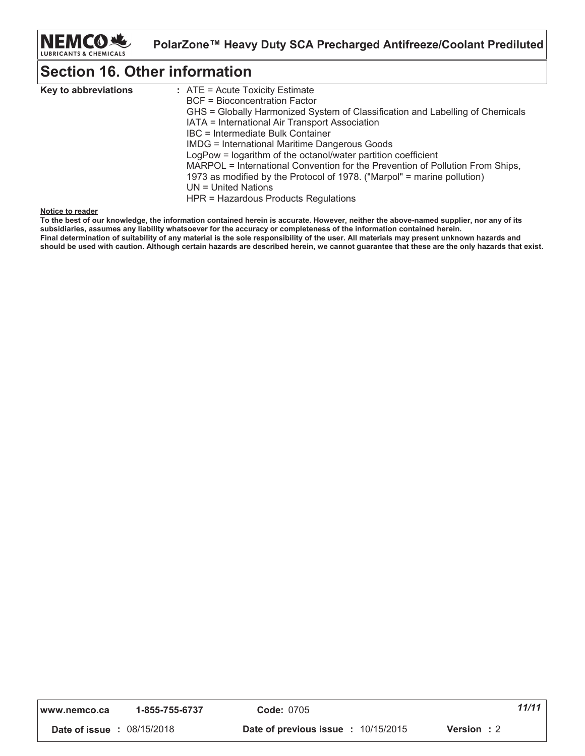## Section 16. Other information

**Key to abbreviations** : ATE = Acute Toxicity Estimate
BCF = Bioconcentration Factor
GHS = Globally Harmonized System of Classification and Labelling of Chemicals
IATA = International Air Transport Association
IBC = Intermediate Bulk Container
IMDG = International Maritime Dangerous Goods
LogPow = logarithm of the octanol/water partition coefficient
MARPOL = International Convention for the Prevention of Pollution From Ships, 1973 as modified by the Protocol of 1978. ("Marpol" = marine pollution)
UN = United Nations
HPR = Hazardous Products Regulations

**Notice to reader**

**To the best of our knowledge, the information contained herein is accurate. However, neither the above-named supplier, nor any of its subsidiaries, assumes any liability whatsoever for the accuracy or completeness of the information contained herein.**
**Final determination of suitability of any material is the sole responsibility of the user. All materials may present unknown hazards and should be used with caution. Although certain hazards are described herein, we cannot guarantee that these are the only hazards that exist.**